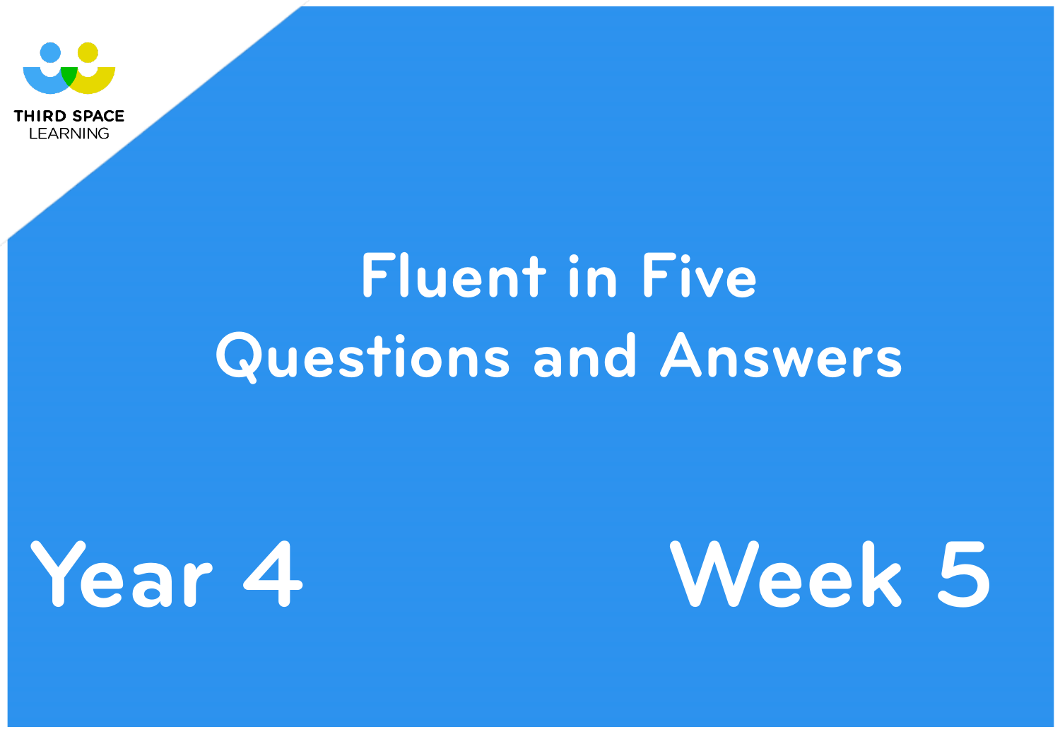THIRD SPACE LEARNING

# Fluent in Five Questions and Answers

## Year 4

## Week 5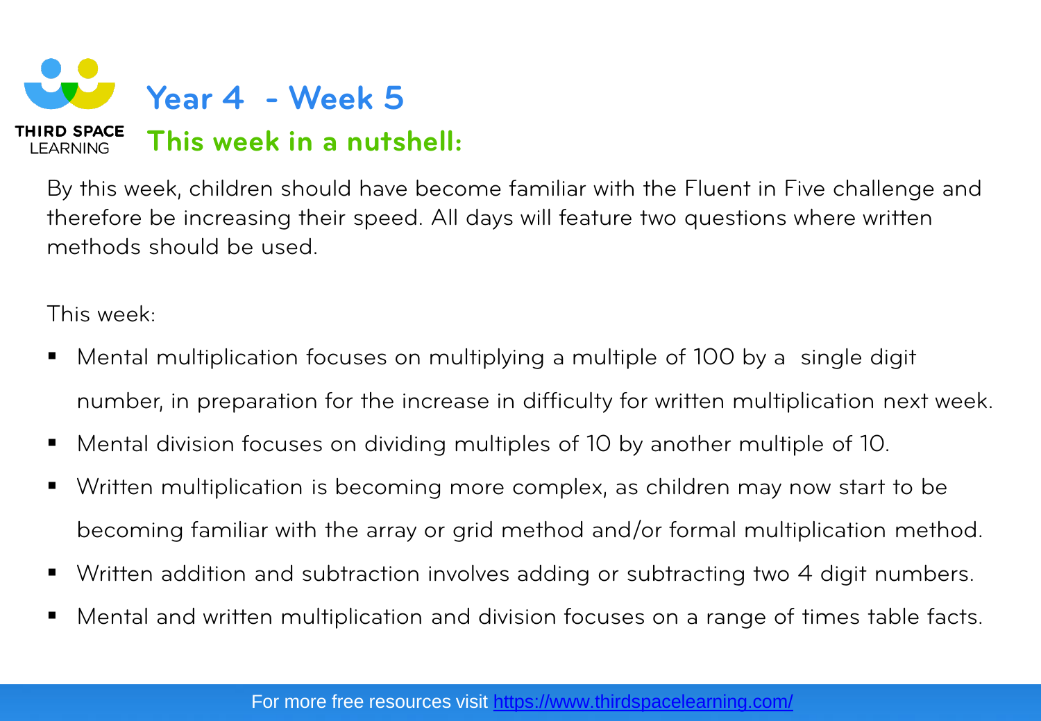# Year 4 - Week 5

## This week in a nutshell:

By this week, children should have become familiar with the Fluent in Five challenge and therefore be increasing their speed. All days will feature two questions where written methods should be used.

This week:

- Mental multiplication focuses on multiplying a multiple of 100 by a single digit number, in preparation for the increase in difficulty for written multiplication next week.
- Mental division focuses on dividing multiples of 10 by another multiple of 10.
- Written multiplication is becoming more complex, as children may now start to be becoming familiar with the array or grid method and/or formal multiplication method.
- Written addition and subtraction involves adding or subtracting two 4 digit numbers.
- Mental and written multiplication and division focuses on a range of times table facts.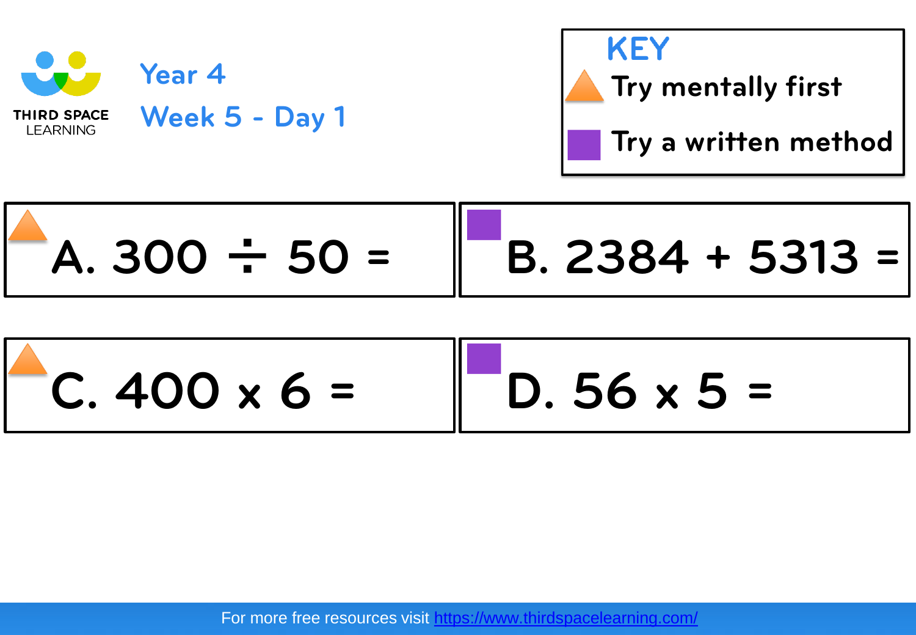THIRD SPACE LEARNING

# Year 4

## Week 5 - Day 1

**KEY**

- ▲ Try mentally first
- ■ Try a written method

▲ A. $300 \div 50 =$

■ B. $2384 + 5313 =$

▲ C. $400 \times 6 =$

■ D. $56 \times 5 =$

For more free resources visit [https://www.thirdspacelearning.com/](https://www.thirdspacelearning.com/)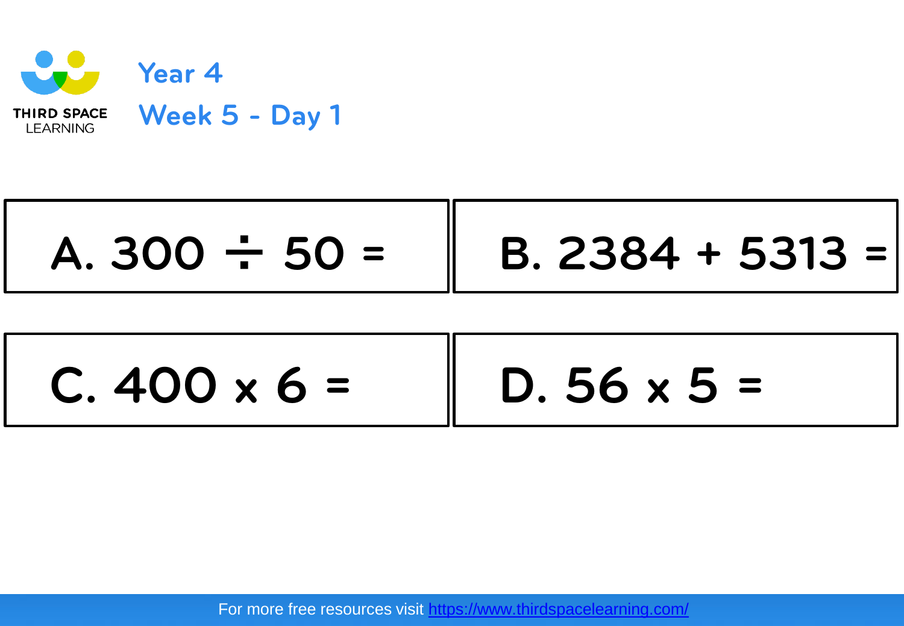THIRD SPACE LEARNING

# Year 4

## Week 5 - Day 1

A. $300 \div 50 =$

B. $2384 + 5313 =$

C. $400 \times 6 =$

D. $56 \times 5 =$

For more free resources visit https://www.thirdspacelearning.com/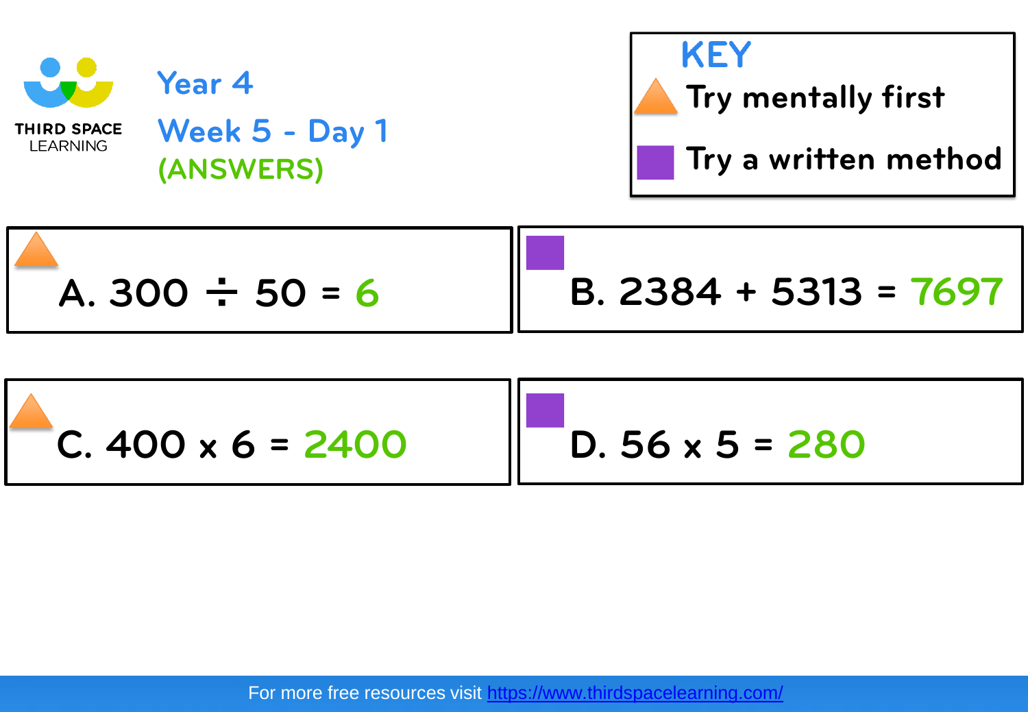THIRD SPACE LEARNING

# Year 4

## Week 5 - Day 1

**(ANSWERS)**

**KEY**

- ▲ Try mentally first
- ■ Try a written method

▲ A. $300 \div 50 = 6$

■ B. $2384 + 5313 = 7697$

▲ C. $400 \times 6 = 2400$

■ D. $56 \times 5 = 280$

For more free resources visit https://www.thirdspacelearning.com/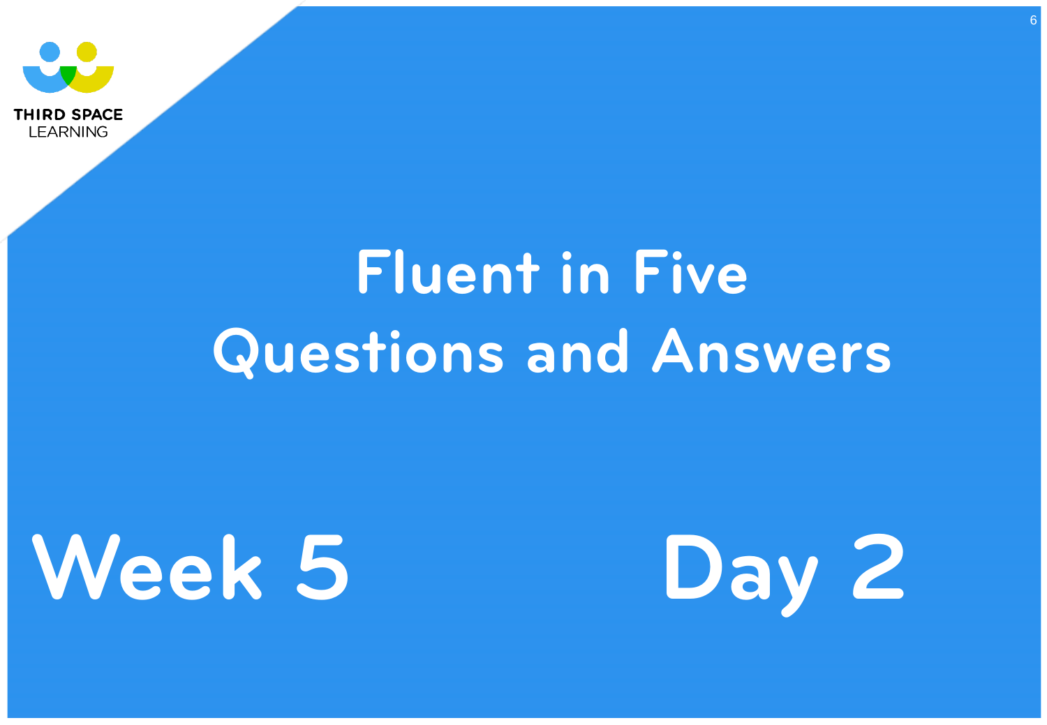# Fluent in Five Questions and Answers

## Week 5

## Day 2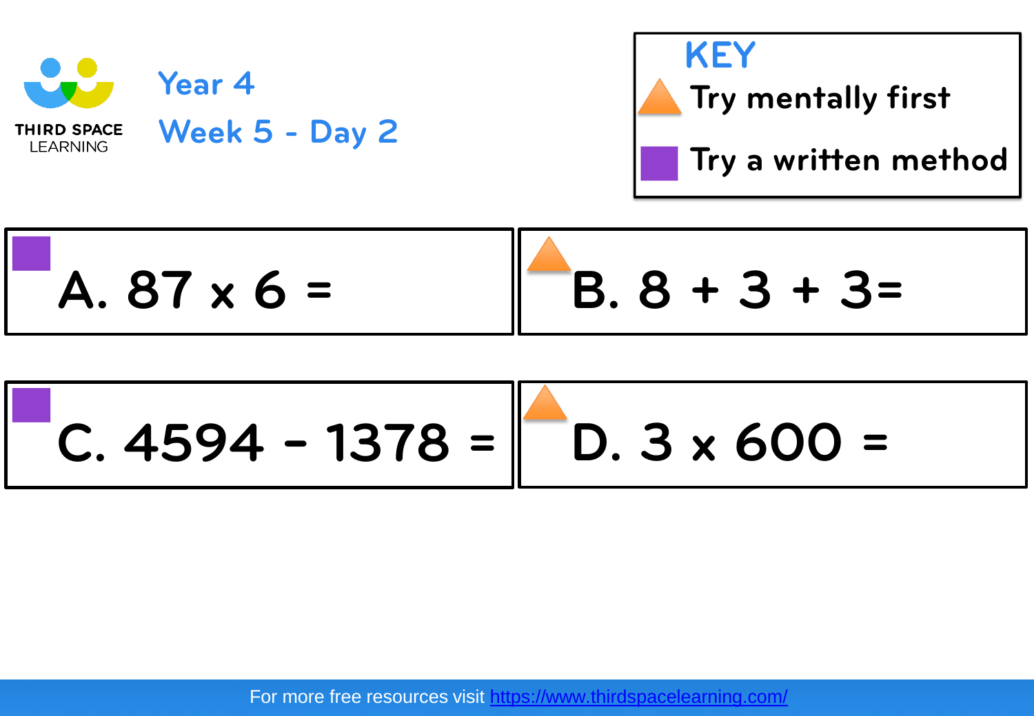THIRD SPACE LEARNING

# Year 4

## Week 5 - Day 2

**KEY**

- ▲ Try mentally first
- ■ Try a written method

■ A. $87 \times 6 =$

▲ B. $8 + 3 + 3 =$

■ C. $4594 - 1378 =$

▲ D. $3 \times 600 =$

For more free resources visit https://www.thirdspacelearning.com/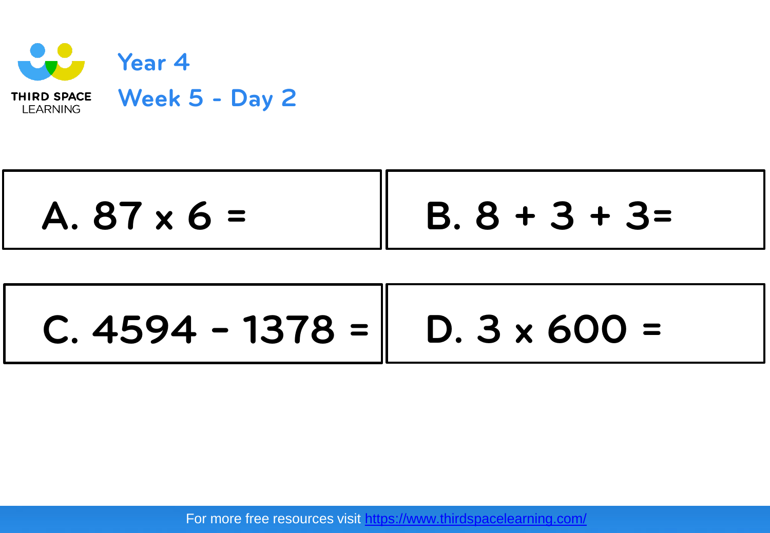THIRD SPACE LEARNING

# Year 4

## Week 5 - Day 2

| | |
|---|---|
| A. 87 x 6 = | B. 8 + 3 + 3= |
| C. 4594 - 1378 = | D. 3 x 600 = |

For more free resources visit https://www.thirdspacelearning.com/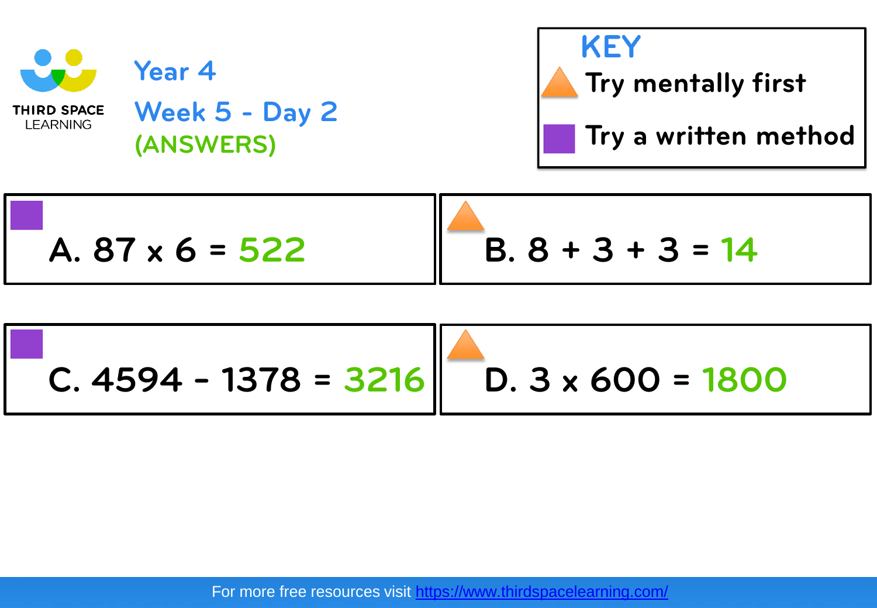THIRD SPACE LEARNING

# Year 4

## Week 5 - Day 2

(ANSWERS)

**KEY**

- Try mentally first (triangle)
- Try a written method (square)

A. $87 \times 6 = 522$

B. $8 + 3 + 3 = 14$

C. $4594 - 1378 = 3216$

D. $3 \times 600 = 1800$

For more free resources visit https://www.thirdspacelearning.com/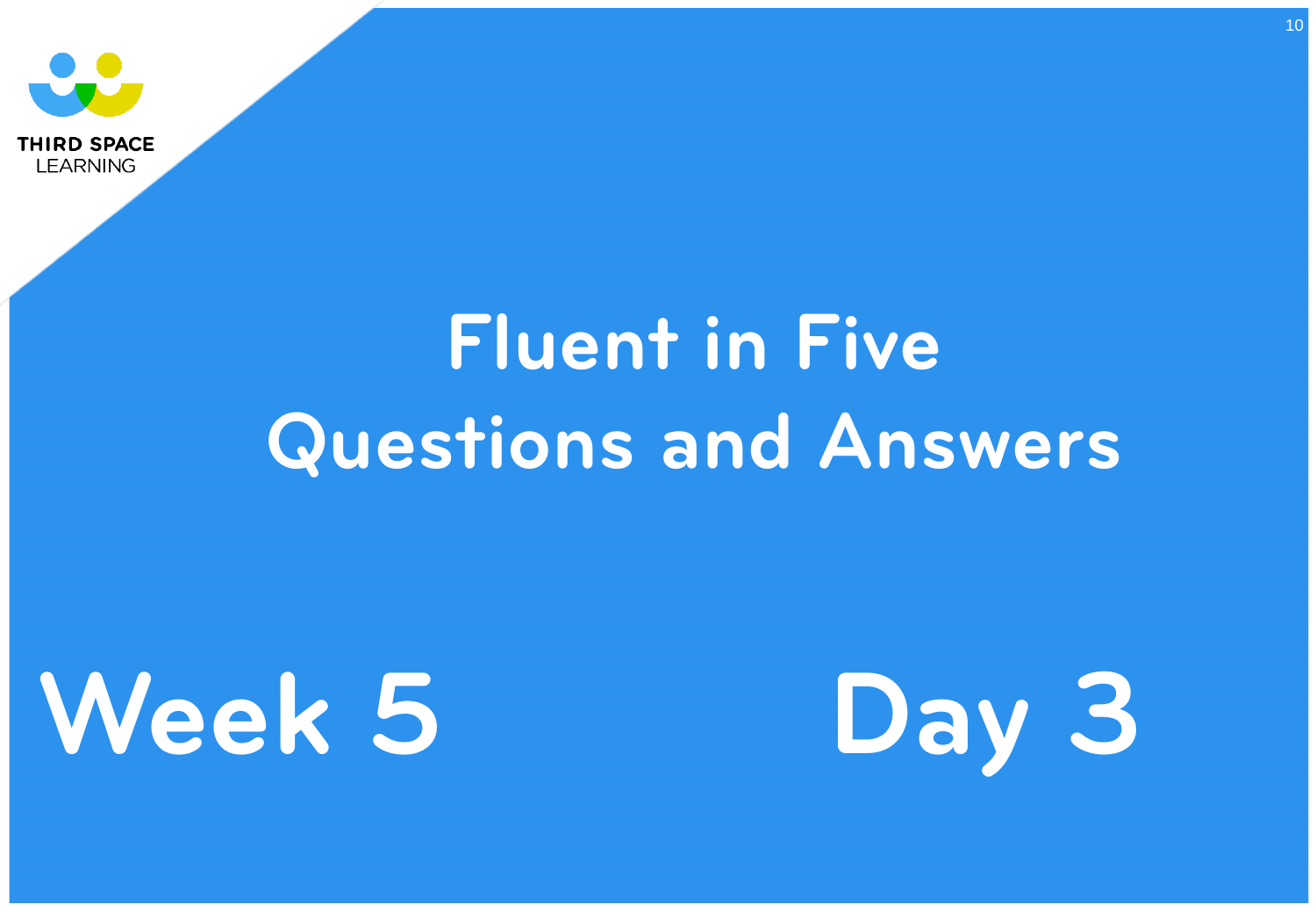# Fluent in Five
# Questions and Answers

## Week 5

## Day 3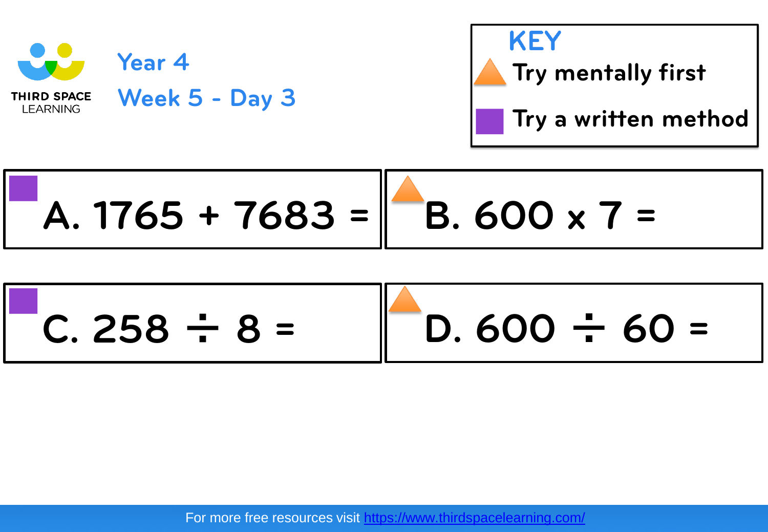# Year 4

## Week 5 - Day 3

**KEY**

- ▲ Try mentally first
- ■ Try a written method

■ A. $1765 + 7683 =$

▲ B. $600 \times 7 =$

■ C. $258 \div 8 =$

▲ D. $600 \div 60 =$

For more free resources visit https://www.thirdspacelearning.com/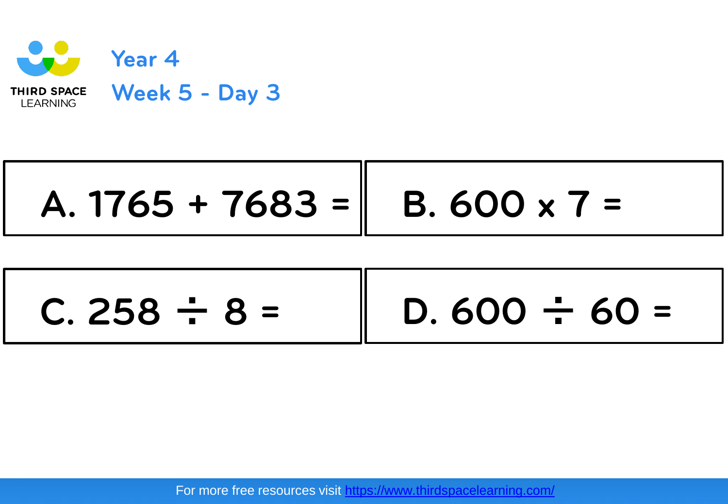# Year 4

## Week 5 - Day 3

A. $1765 + 7683 =$

B. $600 \times 7 =$

C. $258 \div 8 =$

D. $600 \div 60 =$

For more free resources visit https://www.thirdspacelearning.com/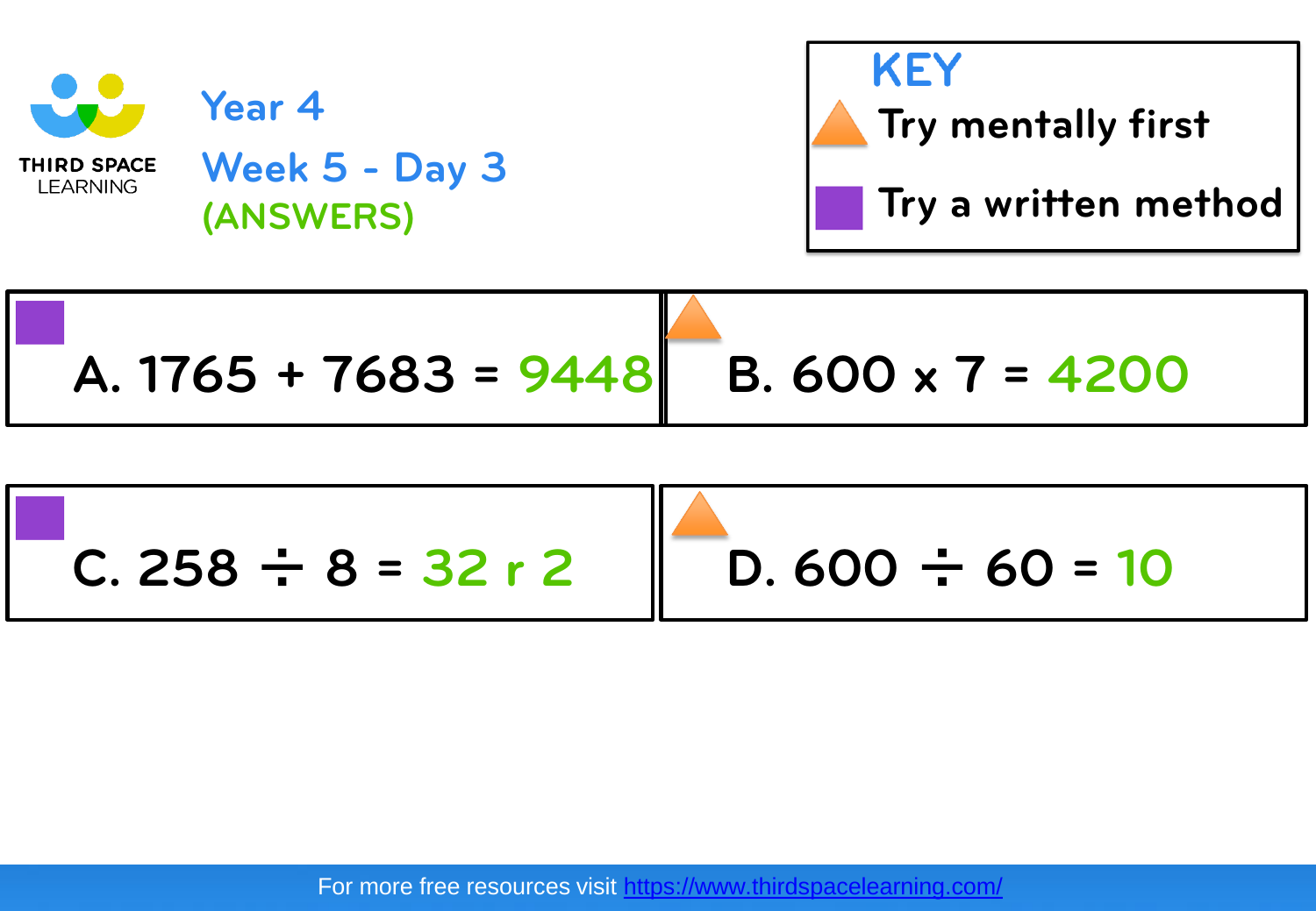THIRD SPACE LEARNING

# Year 4

## Week 5 - Day 3

**(ANSWERS)**

**KEY**

- ▲ Try mentally first
- ■ Try a written method

■ A. $1765 + 7683 = 9448$

▲ B. $600 \times 7 = 4200$

■ C. $258 \div 8 = 32$ r $2$

▲ D. $600 \div 60 = 10$

For more free resources visit https://www.thirdspacelearning.com/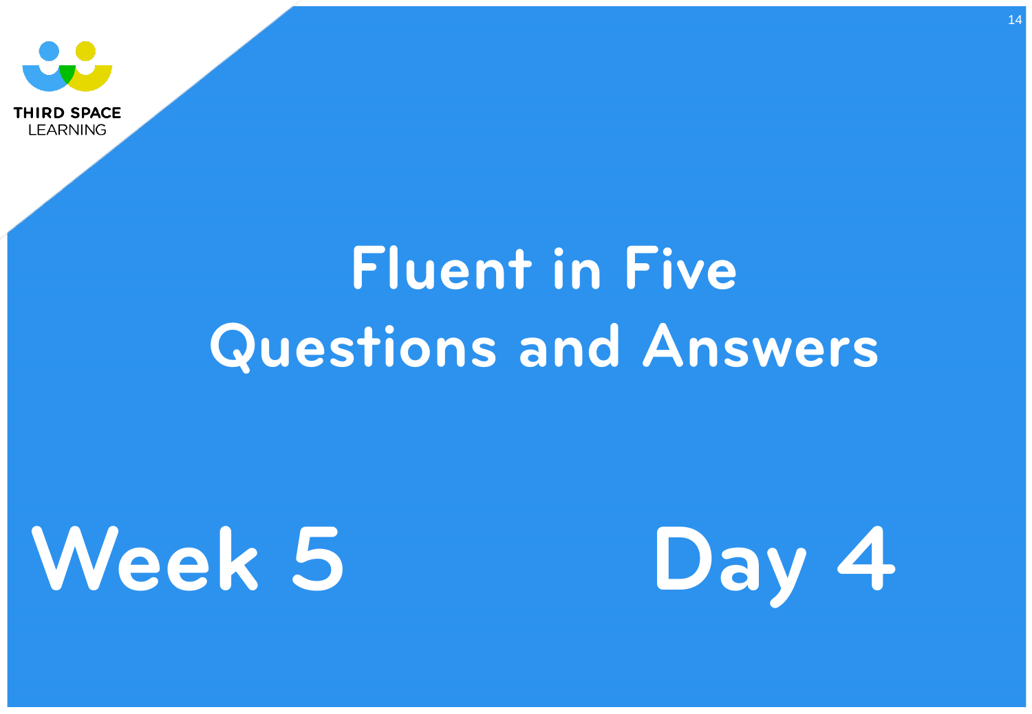# Fluent in Five
# Questions and Answers

## Week 5 Day 4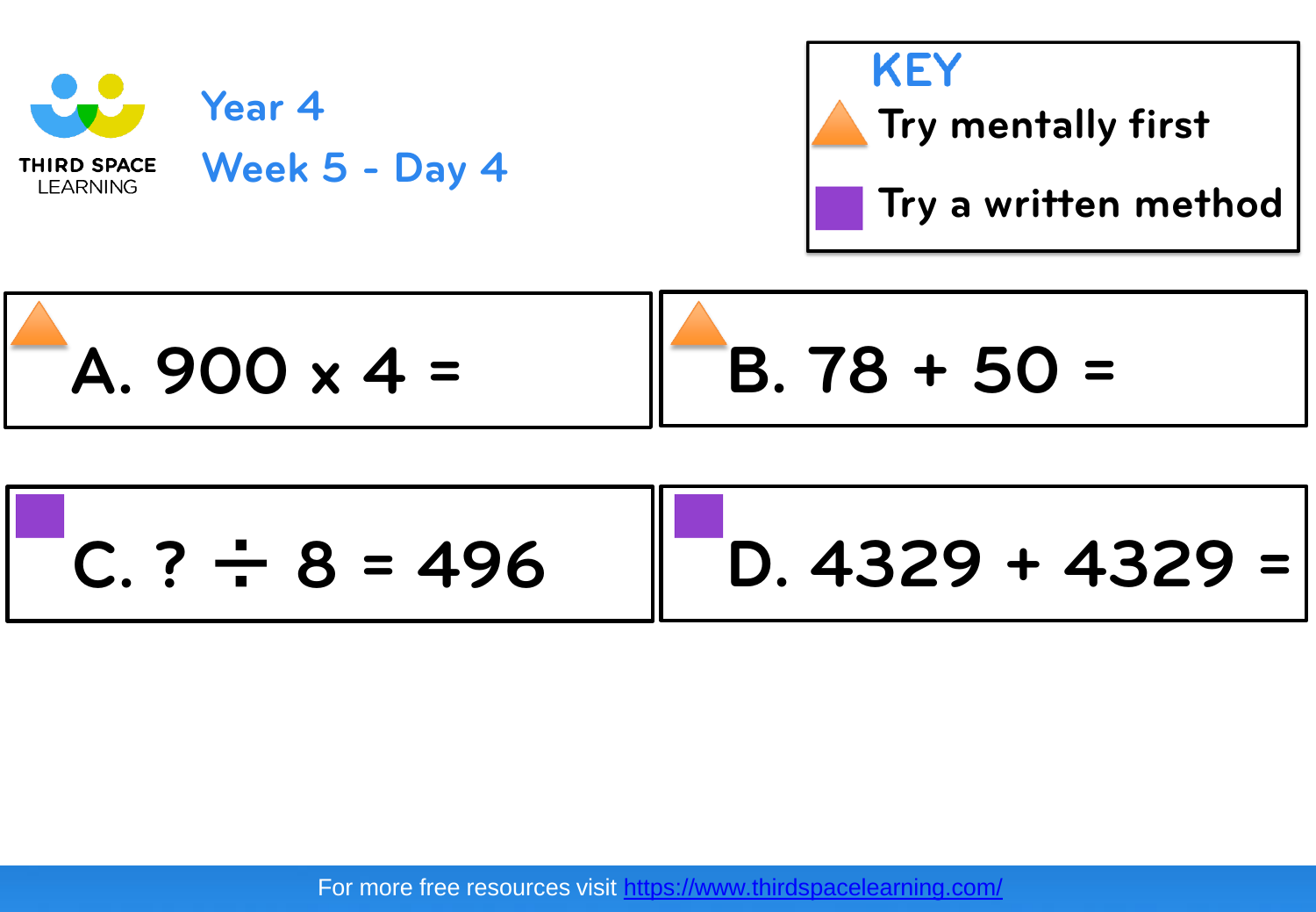# Year 4

## Week 5 - Day 4

**KEY**

▲ Try mentally first

■ Try a written method

▲ A. $900 \times 4 =$

▲ B. $78 + 50 =$

■ C. $? \div 8 = 496$

■ D. $4329 + 4329 =$

For more free resources visit https://www.thirdspacelearning.com/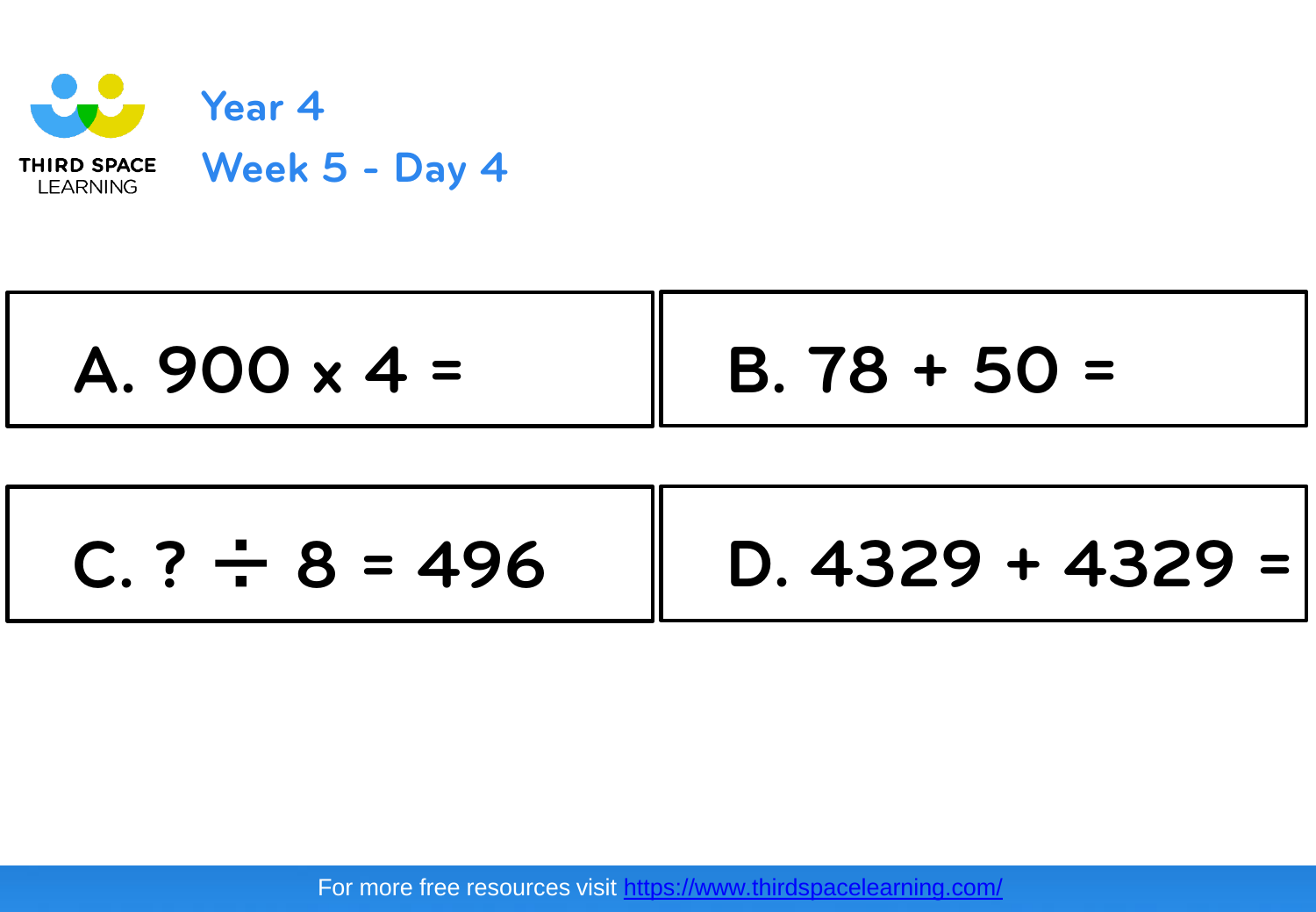# Year 4

## Week 5 - Day 4

A. $900 \times 4 =$

B. $78 + 50 =$

C. $? \div 8 = 496$

D. $4329 + 4329 =$

For more free resources visit https://www.thirdspacelearning.com/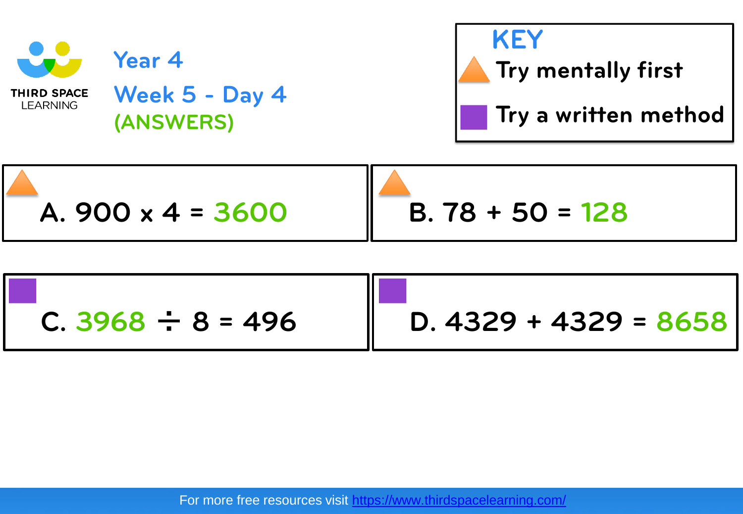THIRD SPACE LEARNING

# Year 4

## Week 5 - Day 4

(ANSWERS)

**KEY**

▲ Try mentally first

■ Try a written method

▲ A. $900 \times 4 = 3600$

▲ B. $78 + 50 = 128$

■ C. $3968 \div 8 = 496$

■ D. $4329 + 4329 = 8658$

For more free resources visit https://www.thirdspacelearning.com/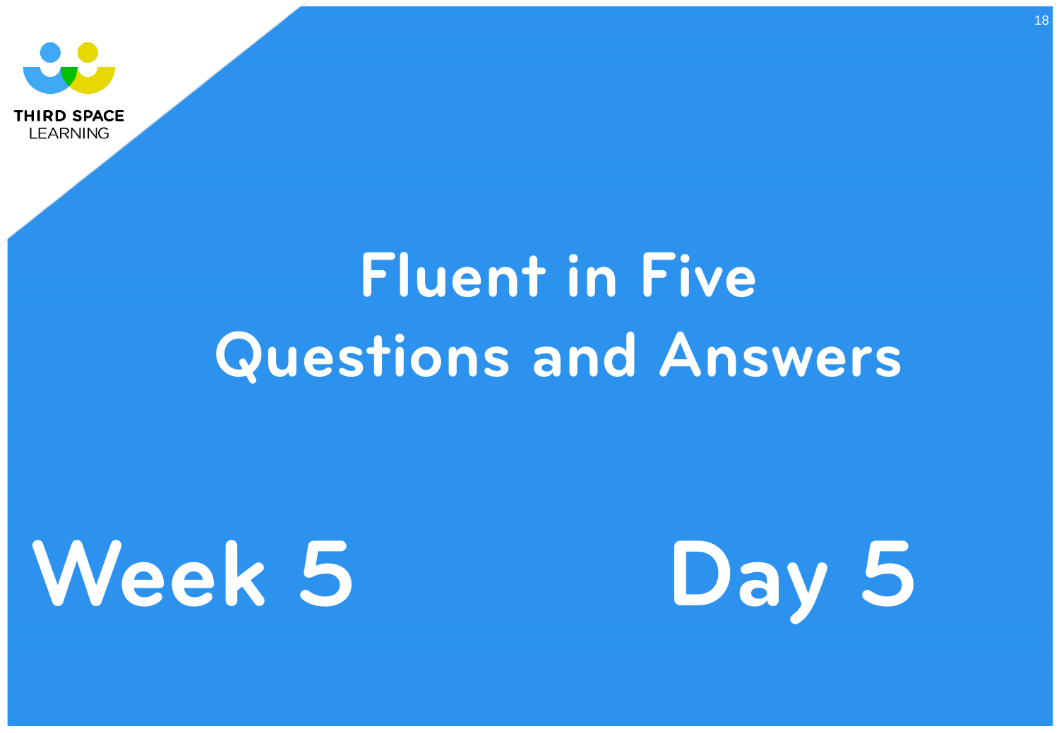THIRD SPACE LEARNING

# Fluent in Five
# Questions and Answers

## Week 5 Day 5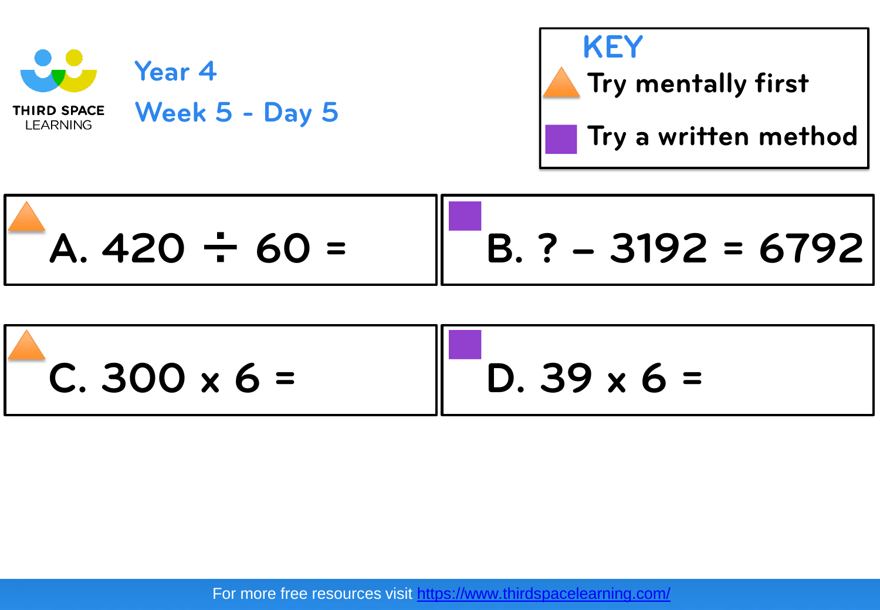THIRD SPACE LEARNING

# Year 4

## Week 5 - Day 5

**KEY**

- ▲ Try mentally first
- ■ Try a written method

▲ A. $420 \div 60 =$

■ B. $? - 3192 = 6792$

▲ C. $300 \times 6 =$

■ D. $39 \times 6 =$

For more free resources visit https://www.thirdspacelearning.com/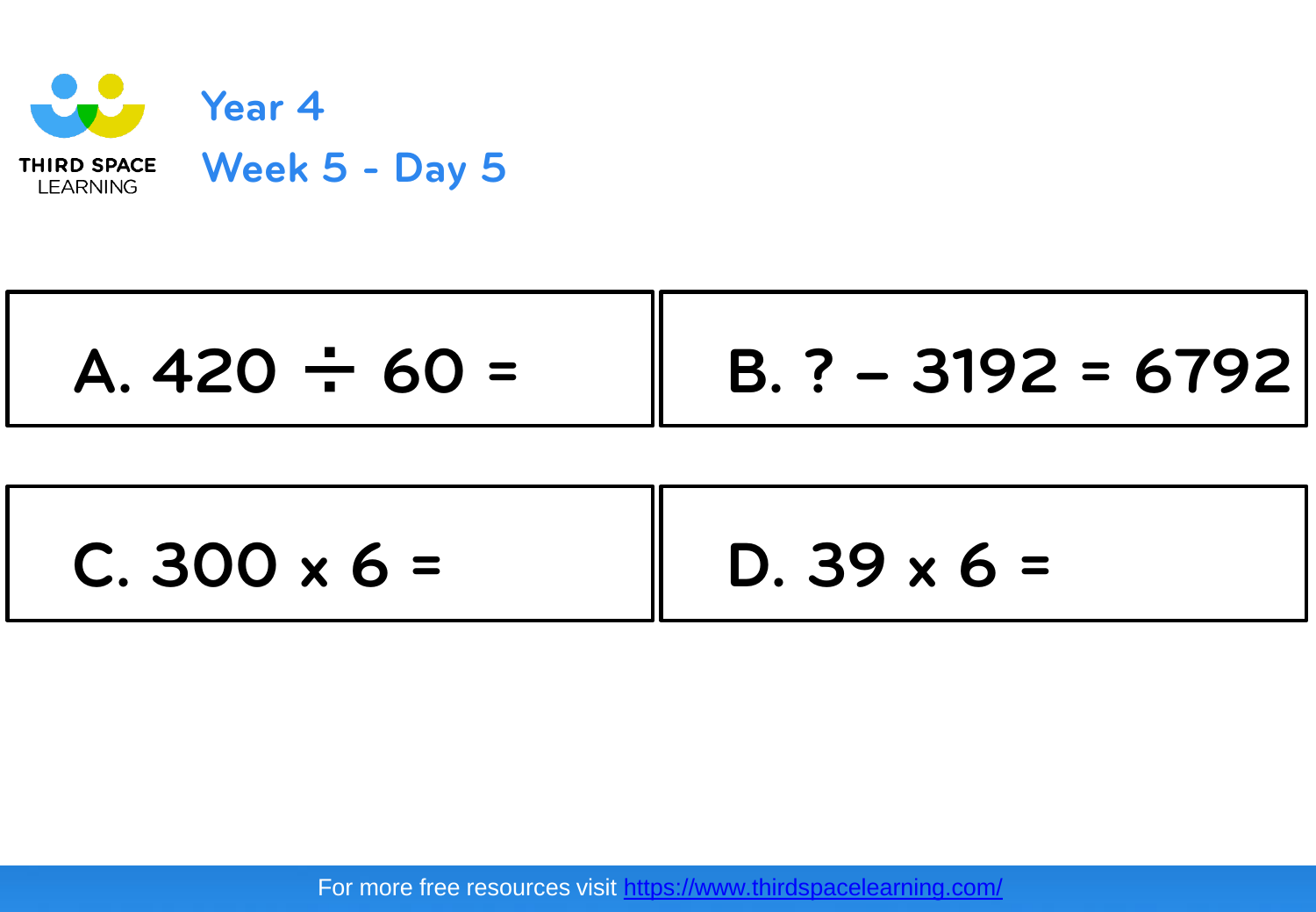THIRD SPACE LEARNING

# Year 4

## Week 5 - Day 5

| A. $420 \div 60 =$ | B. $? - 3192 = 6792$ |
| --- | --- |
| C. $300 \times 6 =$ | D. $39 \times 6 =$ |

For more free resources visit https://www.thirdspacelearning.com/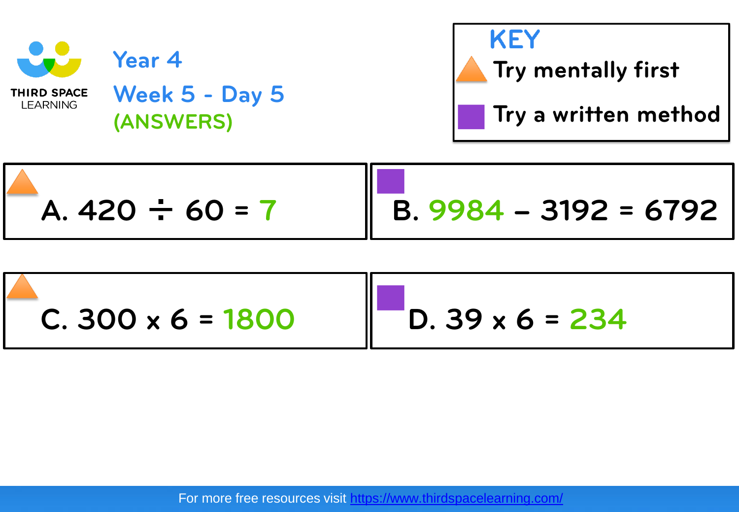THIRD SPACE LEARNING

# Year 4

## Week 5 - Day 5

(ANSWERS)

**KEY**

- Try mentally first (triangle)
- Try a written method (square)

A. $420 \div 60 = 7$

B. $9984 - 3192 = 6792$

C. $300 \times 6 = 1800$

D. $39 \times 6 = 234$

For more free resources visit https://www.thirdspacelearning.com/